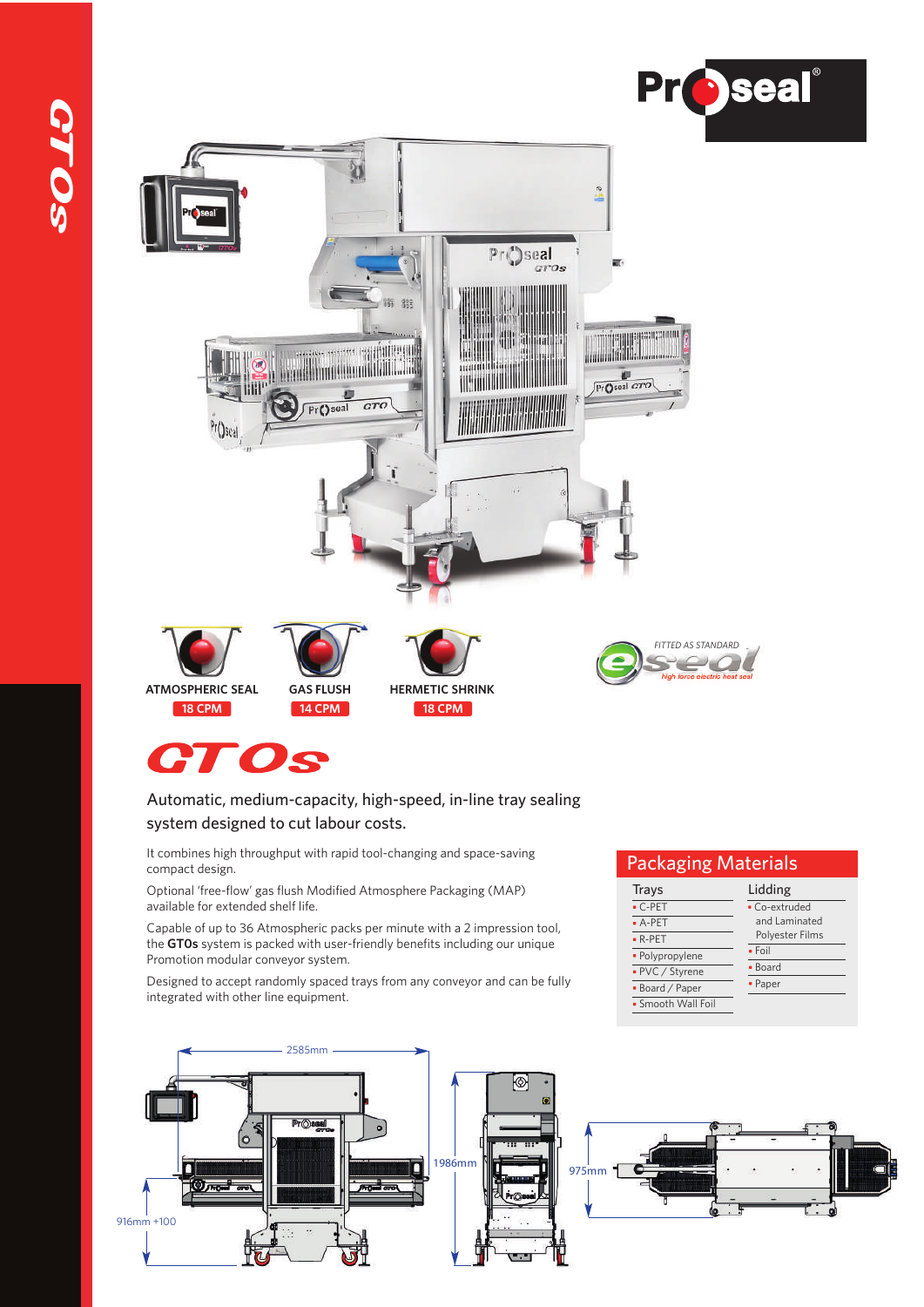ATMOSPHERIC SEAL
18 CPM

GAS FLUSH
14 CPM

HERMETIC SHRINK
18 CPM

FITTED AS STANDARD
eseal
High force electric heat seal

# GTOs

Automatic, medium-capacity, high-speed, in-line tray sealing system designed to cut labour costs.

It combines high throughput with rapid tool-changing and space-saving compact design.

Optional 'free-flow' gas flush Modified Atmosphere Packaging (MAP) available for extended shelf life.

Capable of up to 36 Atmospheric packs per minute with a 2 impression tool, the **GTOs** system is packed with user-friendly benefits including our unique Promotion modular conveyor system.

Designed to accept randomly spaced trays from any conveyor and can be fully integrated with other line equipment.

## Packaging Materials

| Trays | Lidding |
|---|---|
| • C-PET | • Co-extruded and Laminated Polyester Films |
| • A-PET | • Foil |
| • R-PET | • Board |
| • Polypropylene | • Paper |
| • PVC / Styrene | |
| • Board / Paper | |
| • Smooth Wall Foil | |

2585mm

1986mm

916mm +100

975mm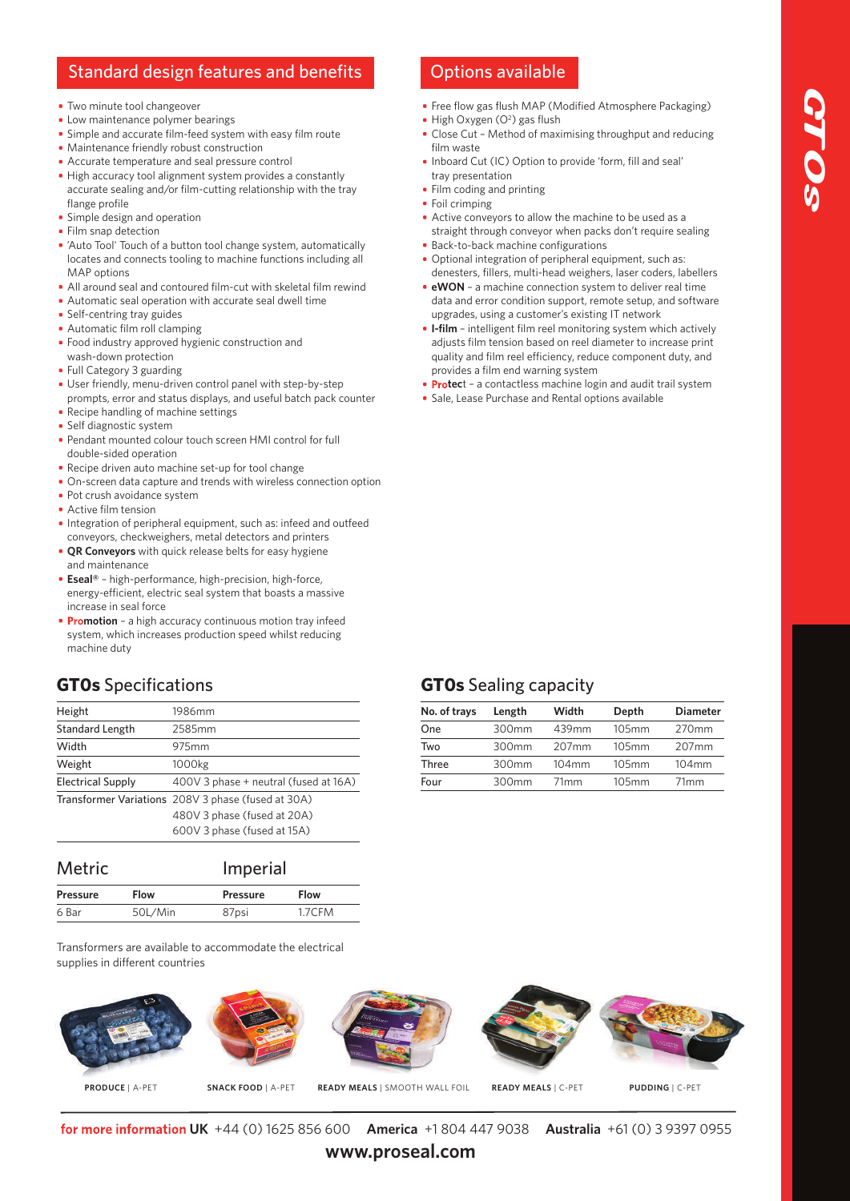## Standard design features and benefits

- Two minute tool changeover
- Low maintenance polymer bearings
- Simple and accurate film-feed system with easy film route
- Maintenance friendly robust construction
- Accurate temperature and seal pressure control
- High accuracy tool alignment system provides a constantly accurate sealing and/or film-cutting relationship with the tray flange profile
- Simple design and operation
- Film snap detection
- 'Auto Tool' Touch of a button tool change system, automatically locates and connects tooling to machine functions including all MAP options
- All around seal and contoured film-cut with skeletal film rewind
- Automatic seal operation with accurate seal dwell time
- Self-centring tray guides
- Automatic film roll clamping
- Food industry approved hygienic construction and wash-down protection
- Full Category 3 guarding
- User friendly, menu-driven control panel with step-by-step prompts, error and status displays, and useful batch pack counter
- Recipe handling of machine settings
- Self diagnostic system
- Pendant mounted colour touch screen HMI control for full double-sided operation
- Recipe driven auto machine set-up for tool change
- On-screen data capture and trends with wireless connection option
- Pot crush avoidance system
- Active film tension
- Integration of peripheral equipment, such as: infeed and outfeed conveyors, checkweighers, metal detectors and printers
- **QR Conveyors** with quick release belts for easy hygiene and maintenance
- **Eseal®** – high-performance, high-precision, high-force, energy-efficient, electric seal system that boasts a massive increase in seal force
- **Promotion** – a high accuracy continuous motion tray infeed system, which increases production speed whilst reducing machine duty

## Options available

- Free flow gas flush MAP (Modified Atmosphere Packaging)
- High Oxygen ($O^2$) gas flush
- Close Cut – Method of maximising throughput and reducing film waste
- Inboard Cut (IC) Option to provide 'form, fill and seal' tray presentation
- Film coding and printing
- Foil crimping
- Active conveyors to allow the machine to be used as a straight through conveyor when packs don't require sealing
- Back-to-back machine configurations
- Optional integration of peripheral equipment, such as: denesters, fillers, multi-head weighers, laser coders, labellers
- **eWON** – a machine connection system to deliver real time data and error condition support, remote setup, and software upgrades, using a customer's existing IT network
- **I-film** – intelligent film reel monitoring system which actively adjusts film tension based on reel diameter to increase print quality and film reel efficiency, reduce component duty, and provides a film end warning system
- **Protect** – a contactless machine login and audit trail system
- Sale, Lease Purchase and Rental options available

## GT0s Specifications

| | |
|---|---|
| Height | 1986mm |
| Standard Length | 2585mm |
| Width | 975mm |
| Weight | 1000kg |
| Electrical Supply | 400V 3 phase + neutral (fused at 16A) |
| Transformer Variations | 208V 3 phase (fused at 30A) |
| | 480V 3 phase (fused at 20A) |
| | 600V 3 phase (fused at 15A) |

| Metric | | Imperial | |
|---|---|---|---|
| **Pressure** | **Flow** | **Pressure** | **Flow** |
| 6 Bar | 50L/Min | 87psi | 1.7CFM |

Transformers are available to accommodate the electrical supplies in different countries

## GT0s Sealing capacity

| No. of trays | Length | Width | Depth | Diameter |
|---|---|---|---|---|
| One | 300mm | 439mm | 105mm | 270mm |
| Two | 300mm | 207mm | 105mm | 207mm |
| Three | 300mm | 104mm | 105mm | 104mm |
| Four | 300mm | 71mm | 105mm | 71mm |

**PRODUCE** | A-PET  **SNACK FOOD** | A-PET  **READY MEALS** | SMOOTH WALL FOIL  **READY MEALS** | C-PET  **PUDDING** | C-PET

**for more information UK** +44 (0) 1625 856 600 **America** +1 804 447 9038 **Australia** +61 (0) 3 9397 0955

**www.proseal.com**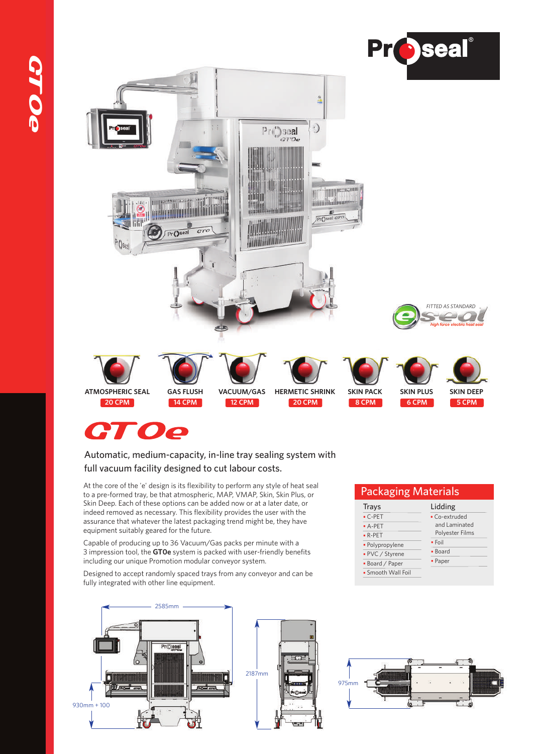# GT0e

FITTED AS STANDARD *eseal* *high force electric heat seal*

| ATMOSPHERIC SEAL | GAS FLUSH | VACUUM/GAS | HERMETIC SHRINK | SKIN PACK | SKIN PLUS | SKIN DEEP |
|---|---|---|---|---|---|---|
| 20 CPM | 14 CPM | 12 CPM | 20 CPM | 8 CPM | 6 CPM | 5 CPM |

## GT0e

Automatic, medium-capacity, in-line tray sealing system with full vacuum facility designed to cut labour costs.

At the core of the 'e' design is its flexibility to perform any style of heat seal to a pre-formed tray, be that atmospheric, MAP, VMAP, Skin, Skin Plus, or Skin Deep. Each of these options can be added now or at a later date, or indeed removed as necessary. This flexibility provides the user with the assurance that whatever the latest packaging trend might be, they have equipment suitably geared for the future.

Capable of producing up to 36 Vacuum/Gas packs per minute with a 3 impression tool, the **GT0e** system is packed with user-friendly benefits including our unique Promotion modular conveyor system.

Designed to accept randomly spaced trays from any conveyor and can be fully integrated with other line equipment.

## Packaging Materials

| Trays | Lidding |
|---|---|
| C-PET | Co-extruded and Laminated Polyester Films |
| A-PET | Foil |
| R-PET | Board |
| Polypropylene | Paper |
| PVC / Styrene | |
| Board / Paper | |
| Smooth Wall Foil | |

2585mm

930mm + 100

2187mm

975mm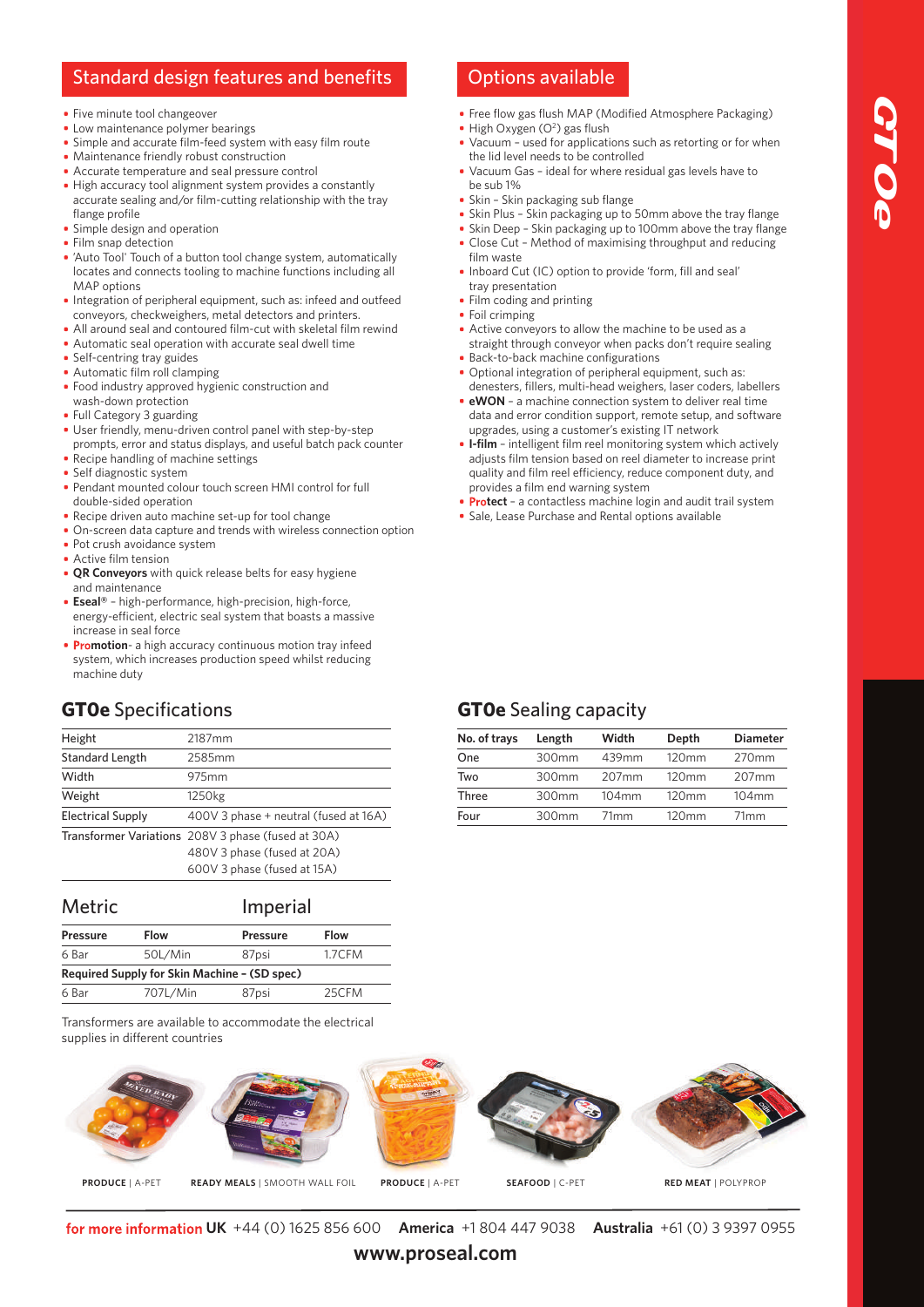## Standard design features and benefits

- Five minute tool changeover
- Low maintenance polymer bearings
- Simple and accurate film-feed system with easy film route
- Maintenance friendly robust construction
- Accurate temperature and seal pressure control
- High accuracy tool alignment system provides a constantly accurate sealing and/or film-cutting relationship with the tray flange profile
- Simple design and operation
- Film snap detection
- 'Auto Tool' Touch of a button tool change system, automatically locates and connects tooling to machine functions including all MAP options
- Integration of peripheral equipment, such as: infeed and outfeed conveyors, checkweighers, metal detectors and printers.
- All around seal and contoured film-cut with skeletal film rewind
- Automatic seal operation with accurate seal dwell time
- Self-centring tray guides
- Automatic film roll clamping
- Food industry approved hygienic construction and wash-down protection
- Full Category 3 guarding
- User friendly, menu-driven control panel with step-by-step prompts, error and status displays, and useful batch pack counter
- Recipe handling of machine settings
- Self diagnostic system
- Pendant mounted colour touch screen HMI control for full double-sided operation
- Recipe driven auto machine set-up for tool change
- On-screen data capture and trends with wireless connection option
- Pot crush avoidance system
- Active film tension
- **QR Conveyors** with quick release belts for easy hygiene and maintenance
- **Eseal**® – high-performance, high-precision, high-force, energy-efficient, electric seal system that boasts a massive increase in seal force
- **Promotion**- a high accuracy continuous motion tray infeed system, which increases production speed whilst reducing machine duty

## Options available

- Free flow gas flush MAP (Modified Atmosphere Packaging)
- High Oxygen ($O^2$) gas flush
- Vacuum – used for applications such as retorting or for when the lid level needs to be controlled
- Vacuum Gas – ideal for where residual gas levels have to be sub 1%
- Skin – Skin packaging sub flange
- Skin Plus – Skin packaging up to 50mm above the tray flange
- Skin Deep – Skin packaging up to 100mm above the tray flange
- Close Cut – Method of maximising throughput and reducing film waste
- Inboard Cut (IC) option to provide 'form, fill and seal' tray presentation
- Film coding and printing
- Foil crimping
- Active conveyors to allow the machine to be used as a straight through conveyor when packs don't require sealing
- Back-to-back machine configurations
- Optional integration of peripheral equipment, such as: denesters, fillers, multi-head weighers, laser coders, labellers
- **eWON** – a machine connection system to deliver real time data and error condition support, remote setup, and software upgrades, using a customer's existing IT network
- **I-film** – intelligent film reel monitoring system which actively adjusts film tension based on reel diameter to increase print quality and film reel efficiency, reduce component duty, and provides a film end warning system
- **Protect** – a contactless machine login and audit trail system
- Sale, Lease Purchase and Rental options available

## GT0e Specifications

| | |
|---|---|
| Height | 2187mm |
| Standard Length | 2585mm |
| Width | 975mm |
| Weight | 1250kg |
| Electrical Supply | 400V 3 phase + neutral (fused at 16A) |
| Transformer Variations | 208V 3 phase (fused at 30A)<br>480V 3 phase (fused at 20A)<br>600V 3 phase (fused at 15A) |

| Metric | | Imperial | |
|---|---|---|---|
| **Pressure** | **Flow** | **Pressure** | **Flow** |
| 6 Bar | 50L/Min | 87psi | 1.7CFM |
| **Required Supply for Skin Machine – (SD spec)** | | | |
| 6 Bar | 707L/Min | 87psi | 25CFM |

Transformers are available to accommodate the electrical supplies in different countries

## GT0e Sealing capacity

| No. of trays | Length | Width | Depth | Diameter |
|---|---|---|---|---|
| One | 300mm | 439mm | 120mm | 270mm |
| Two | 300mm | 207mm | 120mm | 207mm |
| Three | 300mm | 104mm | 120mm | 104mm |
| Four | 300mm | 71mm | 120mm | 71mm |

PRODUCE | A-PET    READY MEALS | SMOOTH WALL FOIL    PRODUCE | A-PET    SEAFOOD | C-PET    RED MEAT | POLYPROP

for more information **UK** +44 (0) 1625 856 600 **America** +1 804 447 9038 **Australia** +61 (0) 3 9397 0955

**www.proseal.com**